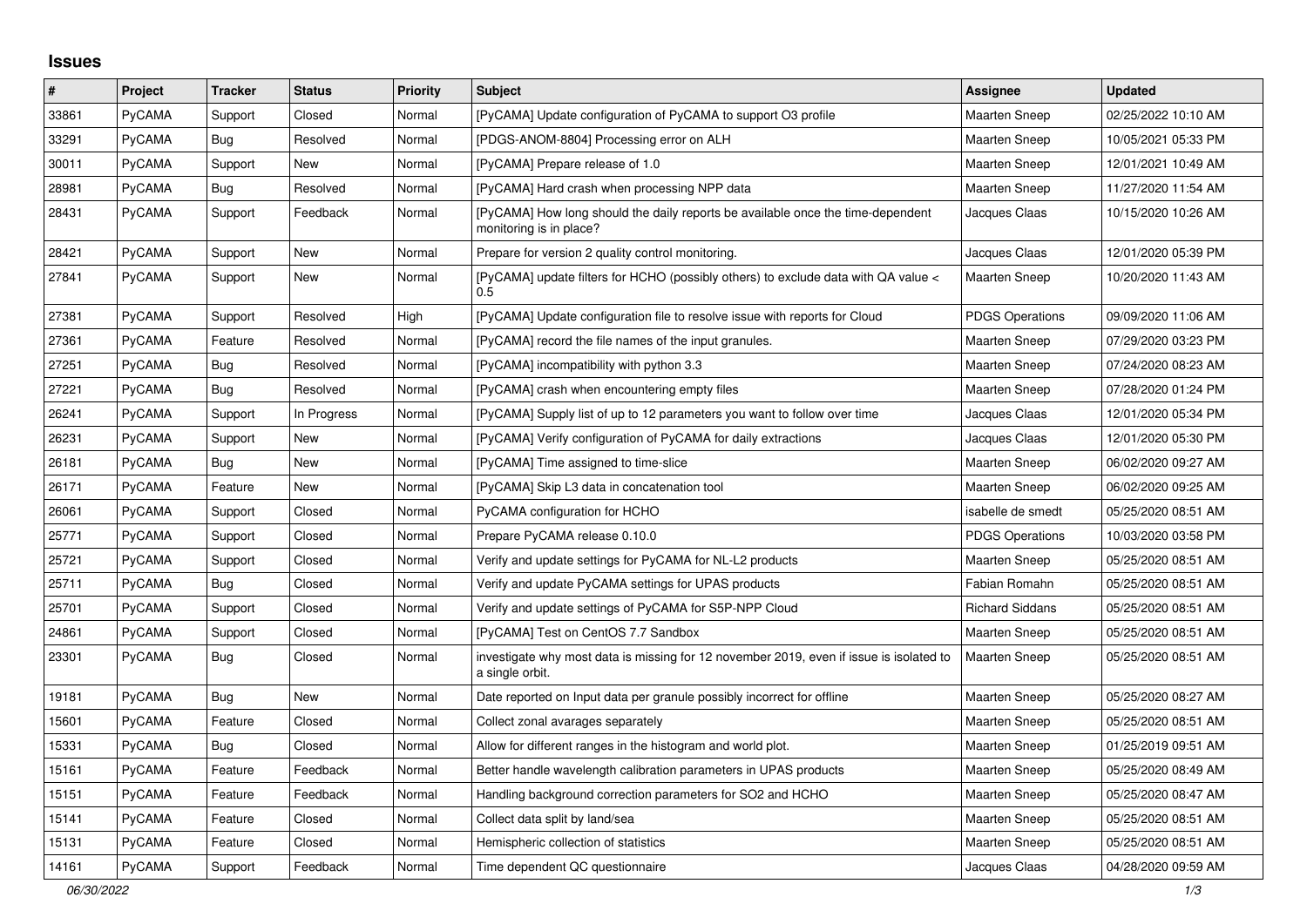## Issues

| # | Project | Tracker | Status | Priority | Subject | Assignee | Updated |
|---|---|---|---|---|---|---|---|
| 33861 | PyCAMA | Support | Closed | Normal | [PyCAMA] Update configuration of PyCAMA to support O3 profile | Maarten Sneep | 02/25/2022 10:10 AM |
| 33291 | PyCAMA | Bug | Resolved | Normal | [PDGS-ANOM-8804] Processing error on ALH | Maarten Sneep | 10/05/2021 05:33 PM |
| 30011 | PyCAMA | Support | New | Normal | [PyCAMA] Prepare release of 1.0 | Maarten Sneep | 12/01/2021 10:49 AM |
| 28981 | PyCAMA | Bug | Resolved | Normal | [PyCAMA] Hard crash when processing NPP data | Maarten Sneep | 11/27/2020 11:54 AM |
| 28431 | PyCAMA | Support | Feedback | Normal | [PyCAMA] How long should the daily reports be available once the time-dependent monitoring is in place? | Jacques Claas | 10/15/2020 10:26 AM |
| 28421 | PyCAMA | Support | New | Normal | Prepare for version 2 quality control monitoring. | Jacques Claas | 12/01/2020 05:39 PM |
| 27841 | PyCAMA | Support | New | Normal | [PyCAMA] update filters for HCHO (possibly others) to exclude data with QA value < 0.5 | Maarten Sneep | 10/20/2020 11:43 AM |
| 27381 | PyCAMA | Support | Resolved | High | [PyCAMA] Update configuration file to resolve issue with reports for Cloud | PDGS Operations | 09/09/2020 11:06 AM |
| 27361 | PyCAMA | Feature | Resolved | Normal | [PyCAMA] record the file names of the input granules. | Maarten Sneep | 07/29/2020 03:23 PM |
| 27251 | PyCAMA | Bug | Resolved | Normal | [PyCAMA] incompatibility with python 3.3 | Maarten Sneep | 07/24/2020 08:23 AM |
| 27221 | PyCAMA | Bug | Resolved | Normal | [PyCAMA] crash when encountering empty files | Maarten Sneep | 07/28/2020 01:24 PM |
| 26241 | PyCAMA | Support | In Progress | Normal | [PyCAMA] Supply list of up to 12 parameters you want to follow over time | Jacques Claas | 12/01/2020 05:34 PM |
| 26231 | PyCAMA | Support | New | Normal | [PyCAMA] Verify configuration of PyCAMA for daily extractions | Jacques Claas | 12/01/2020 05:30 PM |
| 26181 | PyCAMA | Bug | New | Normal | [PyCAMA] Time assigned to time-slice | Maarten Sneep | 06/02/2020 09:27 AM |
| 26171 | PyCAMA | Feature | New | Normal | [PyCAMA] Skip L3 data in concatenation tool | Maarten Sneep | 06/02/2020 09:25 AM |
| 26061 | PyCAMA | Support | Closed | Normal | PyCAMA configuration for HCHO | isabelle de smedt | 05/25/2020 08:51 AM |
| 25771 | PyCAMA | Support | Closed | Normal | Prepare PyCAMA release 0.10.0 | PDGS Operations | 10/03/2020 03:58 PM |
| 25721 | PyCAMA | Support | Closed | Normal | Verify and update settings for PyCAMA for NL-L2 products | Maarten Sneep | 05/25/2020 08:51 AM |
| 25711 | PyCAMA | Bug | Closed | Normal | Verify and update PyCAMA settings for UPAS products | Fabian Romahn | 05/25/2020 08:51 AM |
| 25701 | PyCAMA | Support | Closed | Normal | Verify and update settings of PyCAMA for S5P-NPP Cloud | Richard Siddans | 05/25/2020 08:51 AM |
| 24861 | PyCAMA | Support | Closed | Normal | [PyCAMA] Test on CentOS 7.7 Sandbox | Maarten Sneep | 05/25/2020 08:51 AM |
| 23301 | PyCAMA | Bug | Closed | Normal | investigate why most data is missing for 12 november 2019, even if issue is isolated to a single orbit. | Maarten Sneep | 05/25/2020 08:51 AM |
| 19181 | PyCAMA | Bug | New | Normal | Date reported on Input data per granule possibly incorrect for offline | Maarten Sneep | 05/25/2020 08:27 AM |
| 15601 | PyCAMA | Feature | Closed | Normal | Collect zonal avarages separately | Maarten Sneep | 05/25/2020 08:51 AM |
| 15331 | PyCAMA | Bug | Closed | Normal | Allow for different ranges in the histogram and world plot. | Maarten Sneep | 01/25/2019 09:51 AM |
| 15161 | PyCAMA | Feature | Feedback | Normal | Better handle wavelength calibration parameters in UPAS products | Maarten Sneep | 05/25/2020 08:49 AM |
| 15151 | PyCAMA | Feature | Feedback | Normal | Handling background correction parameters for SO2 and HCHO | Maarten Sneep | 05/25/2020 08:47 AM |
| 15141 | PyCAMA | Feature | Closed | Normal | Collect data split by land/sea | Maarten Sneep | 05/25/2020 08:51 AM |
| 15131 | PyCAMA | Feature | Closed | Normal | Hemispheric collection of statistics | Maarten Sneep | 05/25/2020 08:51 AM |
| 14161 | PyCAMA | Support | Feedback | Normal | Time dependent QC questionnaire | Jacques Claas | 04/28/2020 09:59 AM |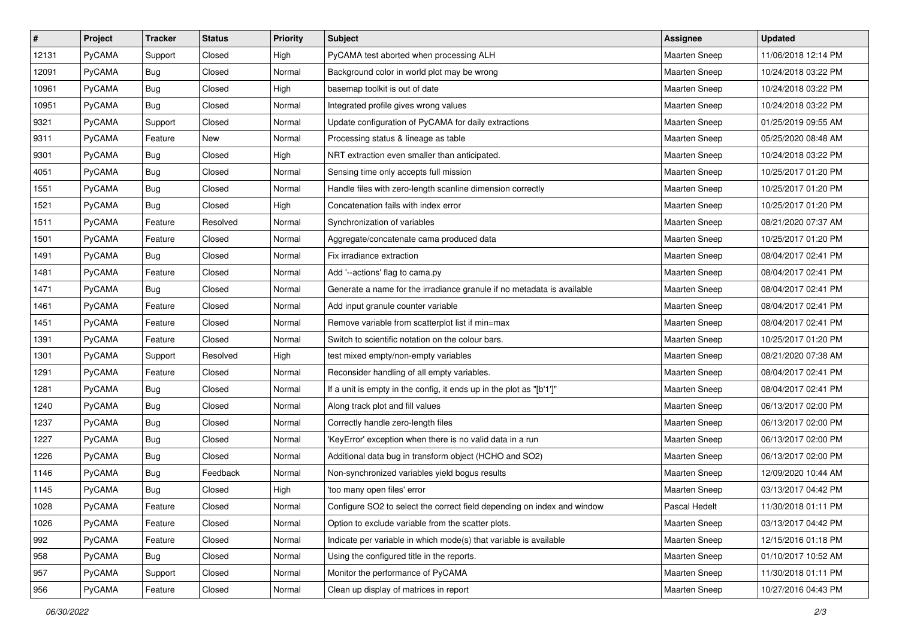| # | Project | Tracker | Status | Priority | Subject | Assignee | Updated |
| --- | --- | --- | --- | --- | --- | --- | --- |
| 12131 | PyCAMA | Support | Closed | High | PyCAMA test aborted when processing ALH | Maarten Sneep | 11/06/2018 12:14 PM |
| 12091 | PyCAMA | Bug | Closed | Normal | Background color in world plot may be wrong | Maarten Sneep | 10/24/2018 03:22 PM |
| 10961 | PyCAMA | Bug | Closed | High | basemap toolkit is out of date | Maarten Sneep | 10/24/2018 03:22 PM |
| 10951 | PyCAMA | Bug | Closed | Normal | Integrated profile gives wrong values | Maarten Sneep | 10/24/2018 03:22 PM |
| 9321 | PyCAMA | Support | Closed | Normal | Update configuration of PyCAMA for daily extractions | Maarten Sneep | 01/25/2019 09:55 AM |
| 9311 | PyCAMA | Feature | New | Normal | Processing status & lineage as table | Maarten Sneep | 05/25/2020 08:48 AM |
| 9301 | PyCAMA | Bug | Closed | High | NRT extraction even smaller than anticipated. | Maarten Sneep | 10/24/2018 03:22 PM |
| 4051 | PyCAMA | Bug | Closed | Normal | Sensing time only accepts full mission | Maarten Sneep | 10/25/2017 01:20 PM |
| 1551 | PyCAMA | Bug | Closed | Normal | Handle files with zero-length scanline dimension correctly | Maarten Sneep | 10/25/2017 01:20 PM |
| 1521 | PyCAMA | Bug | Closed | High | Concatenation fails with index error | Maarten Sneep | 10/25/2017 01:20 PM |
| 1511 | PyCAMA | Feature | Resolved | Normal | Synchronization of variables | Maarten Sneep | 08/21/2020 07:37 AM |
| 1501 | PyCAMA | Feature | Closed | Normal | Aggregate/concatenate cama produced data | Maarten Sneep | 10/25/2017 01:20 PM |
| 1491 | PyCAMA | Bug | Closed | Normal | Fix irradiance extraction | Maarten Sneep | 08/04/2017 02:41 PM |
| 1481 | PyCAMA | Feature | Closed | Normal | Add '--actions' flag to cama.py | Maarten Sneep | 08/04/2017 02:41 PM |
| 1471 | PyCAMA | Bug | Closed | Normal | Generate a name for the irradiance granule if no metadata is available | Maarten Sneep | 08/04/2017 02:41 PM |
| 1461 | PyCAMA | Feature | Closed | Normal | Add input granule counter variable | Maarten Sneep | 08/04/2017 02:41 PM |
| 1451 | PyCAMA | Feature | Closed | Normal | Remove variable from scatterplot list if min=max | Maarten Sneep | 08/04/2017 02:41 PM |
| 1391 | PyCAMA | Feature | Closed | Normal | Switch to scientific notation on the colour bars. | Maarten Sneep | 10/25/2017 01:20 PM |
| 1301 | PyCAMA | Support | Resolved | High | test mixed empty/non-empty variables | Maarten Sneep | 08/21/2020 07:38 AM |
| 1291 | PyCAMA | Feature | Closed | Normal | Reconsider handling of all empty variables. | Maarten Sneep | 08/04/2017 02:41 PM |
| 1281 | PyCAMA | Bug | Closed | Normal | If a unit is empty in the config, it ends up in the plot as "[b'1']" | Maarten Sneep | 08/04/2017 02:41 PM |
| 1240 | PyCAMA | Bug | Closed | Normal | Along track plot and fill values | Maarten Sneep | 06/13/2017 02:00 PM |
| 1237 | PyCAMA | Bug | Closed | Normal | Correctly handle zero-length files | Maarten Sneep | 06/13/2017 02:00 PM |
| 1227 | PyCAMA | Bug | Closed | Normal | 'KeyError' exception when there is no valid data in a run | Maarten Sneep | 06/13/2017 02:00 PM |
| 1226 | PyCAMA | Bug | Closed | Normal | Additional data bug in transform object (HCHO and SO2) | Maarten Sneep | 06/13/2017 02:00 PM |
| 1146 | PyCAMA | Bug | Feedback | Normal | Non-synchronized variables yield bogus results | Maarten Sneep | 12/09/2020 10:44 AM |
| 1145 | PyCAMA | Bug | Closed | High | 'too many open files' error | Maarten Sneep | 03/13/2017 04:42 PM |
| 1028 | PyCAMA | Feature | Closed | Normal | Configure SO2 to select the correct field depending on index and window | Pascal Hedelt | 11/30/2018 01:11 PM |
| 1026 | PyCAMA | Feature | Closed | Normal | Option to exclude variable from the scatter plots. | Maarten Sneep | 03/13/2017 04:42 PM |
| 992 | PyCAMA | Feature | Closed | Normal | Indicate per variable in which mode(s) that variable is available | Maarten Sneep | 12/15/2016 01:18 PM |
| 958 | PyCAMA | Bug | Closed | Normal | Using the configured title in the reports. | Maarten Sneep | 01/10/2017 10:52 AM |
| 957 | PyCAMA | Support | Closed | Normal | Monitor the performance of PyCAMA | Maarten Sneep | 11/30/2018 01:11 PM |
| 956 | PyCAMA | Feature | Closed | Normal | Clean up display of matrices in report | Maarten Sneep | 10/27/2016 04:43 PM |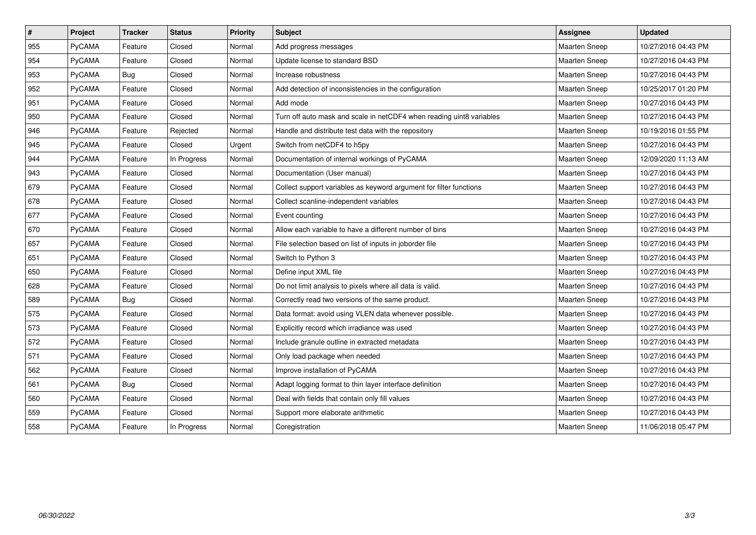| # | Project | Tracker | Status | Priority | Subject | Assignee | Updated |
|---|---|---|---|---|---|---|---|
| 955 | PyCAMA | Feature | Closed | Normal | Add progress messages | Maarten Sneep | 10/27/2016 04:43 PM |
| 954 | PyCAMA | Feature | Closed | Normal | Update license to standard BSD | Maarten Sneep | 10/27/2016 04:43 PM |
| 953 | PyCAMA | Bug | Closed | Normal | Increase robustness | Maarten Sneep | 10/27/2016 04:43 PM |
| 952 | PyCAMA | Feature | Closed | Normal | Add detection of inconsistencies in the configuration | Maarten Sneep | 10/25/2017 01:20 PM |
| 951 | PyCAMA | Feature | Closed | Normal | Add mode | Maarten Sneep | 10/27/2016 04:43 PM |
| 950 | PyCAMA | Feature | Closed | Normal | Turn off auto mask and scale in netCDF4 when reading uint8 variables | Maarten Sneep | 10/27/2016 04:43 PM |
| 946 | PyCAMA | Feature | Rejected | Normal | Handle and distribute test data with the repository | Maarten Sneep | 10/19/2016 01:55 PM |
| 945 | PyCAMA | Feature | Closed | Urgent | Switch from netCDF4 to h5py | Maarten Sneep | 10/27/2016 04:43 PM |
| 944 | PyCAMA | Feature | In Progress | Normal | Documentation of internal workings of PyCAMA | Maarten Sneep | 12/09/2020 11:13 AM |
| 943 | PyCAMA | Feature | Closed | Normal | Documentation (User manual) | Maarten Sneep | 10/27/2016 04:43 PM |
| 679 | PyCAMA | Feature | Closed | Normal | Collect support variables as keyword argument for filter functions | Maarten Sneep | 10/27/2016 04:43 PM |
| 678 | PyCAMA | Feature | Closed | Normal | Collect scanline-independent variables | Maarten Sneep | 10/27/2016 04:43 PM |
| 677 | PyCAMA | Feature | Closed | Normal | Event counting | Maarten Sneep | 10/27/2016 04:43 PM |
| 670 | PyCAMA | Feature | Closed | Normal | Allow each variable to have a different number of bins | Maarten Sneep | 10/27/2016 04:43 PM |
| 657 | PyCAMA | Feature | Closed | Normal | File selection based on list of inputs in joborder file | Maarten Sneep | 10/27/2016 04:43 PM |
| 651 | PyCAMA | Feature | Closed | Normal | Switch to Python 3 | Maarten Sneep | 10/27/2016 04:43 PM |
| 650 | PyCAMA | Feature | Closed | Normal | Define input XML file | Maarten Sneep | 10/27/2016 04:43 PM |
| 628 | PyCAMA | Feature | Closed | Normal | Do not limit analysis to pixels where all data is valid. | Maarten Sneep | 10/27/2016 04:43 PM |
| 589 | PyCAMA | Bug | Closed | Normal | Correctly read two versions of the same product. | Maarten Sneep | 10/27/2016 04:43 PM |
| 575 | PyCAMA | Feature | Closed | Normal | Data format: avoid using VLEN data whenever possible. | Maarten Sneep | 10/27/2016 04:43 PM |
| 573 | PyCAMA | Feature | Closed | Normal | Explicitly record which irradiance was used | Maarten Sneep | 10/27/2016 04:43 PM |
| 572 | PyCAMA | Feature | Closed | Normal | Include granule outline in extracted metadata | Maarten Sneep | 10/27/2016 04:43 PM |
| 571 | PyCAMA | Feature | Closed | Normal | Only load package when needed | Maarten Sneep | 10/27/2016 04:43 PM |
| 562 | PyCAMA | Feature | Closed | Normal | Improve installation of PyCAMA | Maarten Sneep | 10/27/2016 04:43 PM |
| 561 | PyCAMA | Bug | Closed | Normal | Adapt logging format to thin layer interface definition | Maarten Sneep | 10/27/2016 04:43 PM |
| 560 | PyCAMA | Feature | Closed | Normal | Deal with fields that contain only fill values | Maarten Sneep | 10/27/2016 04:43 PM |
| 559 | PyCAMA | Feature | Closed | Normal | Support more elaborate arithmetic | Maarten Sneep | 10/27/2016 04:43 PM |
| 558 | PyCAMA | Feature | In Progress | Normal | Coregistration | Maarten Sneep | 11/06/2018 05:47 PM |